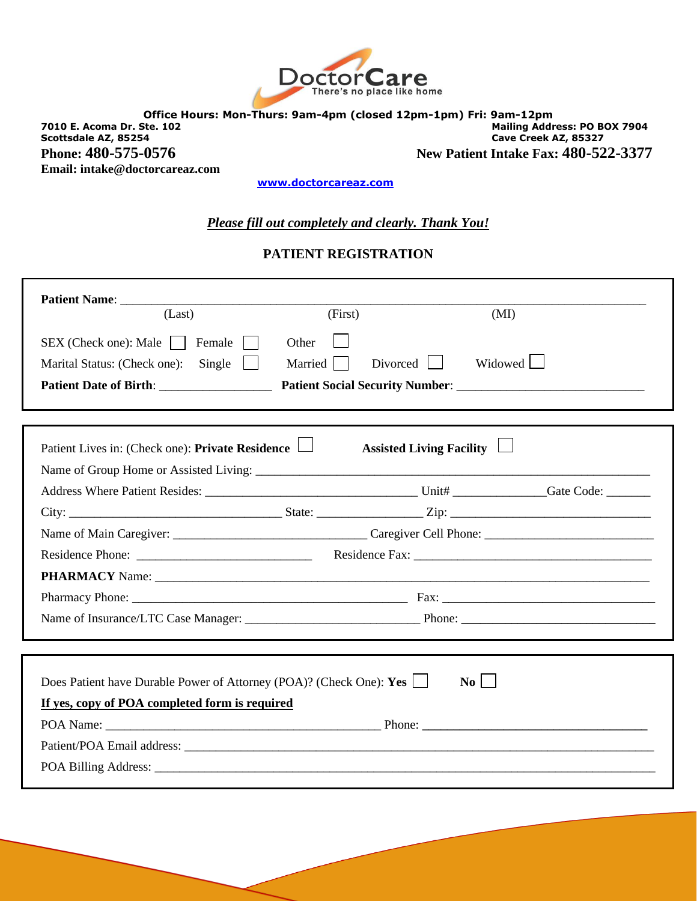DoctorCare
There's no place like home

**Office Hours: Mon-Thurs: 9am-4pm (closed 12pm-1pm) Fri: 9am-12pm**

**7010 E. Acoma Dr. Ste. 102**
**Scottsdale AZ, 85254**
**Phone: 480-575-0576**
**Email: intake@doctorcareaz.com**

**Mailing Address: PO BOX 7904**
**Cave Creek AZ, 85327**
**New Patient Intake Fax: 480-522-3377**

**www.doctorcareaz.com**

***Please fill out completely and clearly. Thank You!***

## PATIENT REGISTRATION

**Patient Name**: ____________________________________________________________
(Last) (First) (MI)

SEX (Check one): Male ☐ Female ☐ Other ☐

Marital Status: (Check one): Single ☐ Married ☐ Divorced ☐ Widowed ☐

**Patient Date of Birth**: _________________ **Patient Social Security Number**: ____________________________

---

Patient Lives in: (Check one): **Private Residence** ☐ **Assisted Living Facility** ☐

Name of Group Home or Assisted Living: ____________________________________________

Address Where Patient Resides: ________________________________ Unit# ______________ Gate Code: _______

City: __________________________________ State: ________________ Zip: ______________________________

Name of Main Caregiver: ______________________________ Caregiver Cell Phone: __________________________

Residence Phone: ___________________________ Residence Fax: ____________________________________

**PHARMACY** Name: ___________________________________________________________________________

Pharmacy Phone: ___________________________________________ Fax: ________________________________

Name of Insurance/LTC Case Manager: ____________________________ Phone: ______________________________

---

Does Patient have Durable Power of Attorney (POA)? (Check One): **Yes** ☐ **No** ☐

**<u>If yes, copy of POA completed form is required</u>**

POA Name: ____________________________________________ Phone: ___________________________________

Patient/POA Email address: ______________________________________________________________________

POA Billing Address: __________________________________________________________________________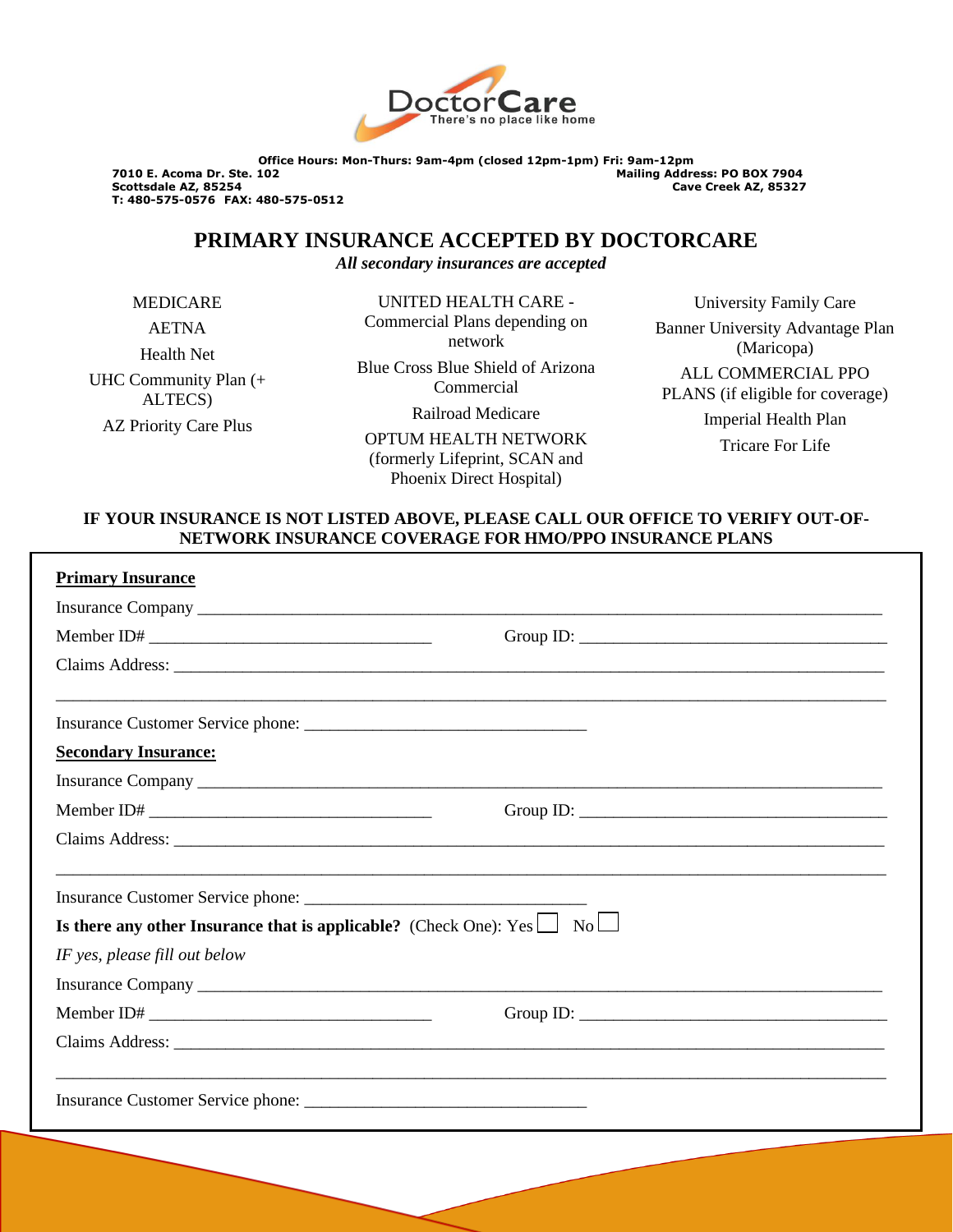DoctorCare
There's no place like home

**Office Hours: Mon-Thurs: 9am-4pm (closed 12pm-1pm) Fri: 9am-12pm**

**7010 E. Acoma Dr. Ste. 102**
**Scottsdale AZ, 85254**
**T: 480-575-0576 FAX: 480-575-0512**

**Mailing Address: PO BOX 7904**
**Cave Creek AZ, 85327**

# PRIMARY INSURANCE ACCEPTED BY DOCTORCARE

*All secondary insurances are accepted*

MEDICARE

AETNA

Health Net

UHC Community Plan (+ ALTECS)

AZ Priority Care Plus

UNITED HEALTH CARE - Commercial Plans depending on network

Blue Cross Blue Shield of Arizona Commercial

Railroad Medicare

OPTUM HEALTH NETWORK (formerly Lifeprint, SCAN and Phoenix Direct Hospital)

University Family Care

Banner University Advantage Plan (Maricopa)

ALL COMMERCIAL PPO PLANS (if eligible for coverage)

Imperial Health Plan

Tricare For Life

**IF YOUR INSURANCE IS NOT LISTED ABOVE, PLEASE CALL OUR OFFICE TO VERIFY OUT-OF-NETWORK INSURANCE COVERAGE FOR HMO/PPO INSURANCE PLANS**

**Primary Insurance**

Insurance Company ___________________________________________________________________

Member ID# ________________________________ Group ID: ___________________________________

Claims Address: ______________________________________________________________________

_____________________________________________________________________________________

Insurance Customer Service phone: ________________________________

**Secondary Insurance:**

Insurance Company ___________________________________________________________________

Member ID# ________________________________ Group ID: ___________________________________

Claims Address: ______________________________________________________________________

_____________________________________________________________________________________

Insurance Customer Service phone: ________________________________

**Is there any other Insurance that is applicable?** (Check One): Yes ☐ No ☐

*IF yes, please fill out below*

Insurance Company ___________________________________________________________________

Member ID# ________________________________ Group ID: ___________________________________

Claims Address: ______________________________________________________________________

_____________________________________________________________________________________

Insurance Customer Service phone: ________________________________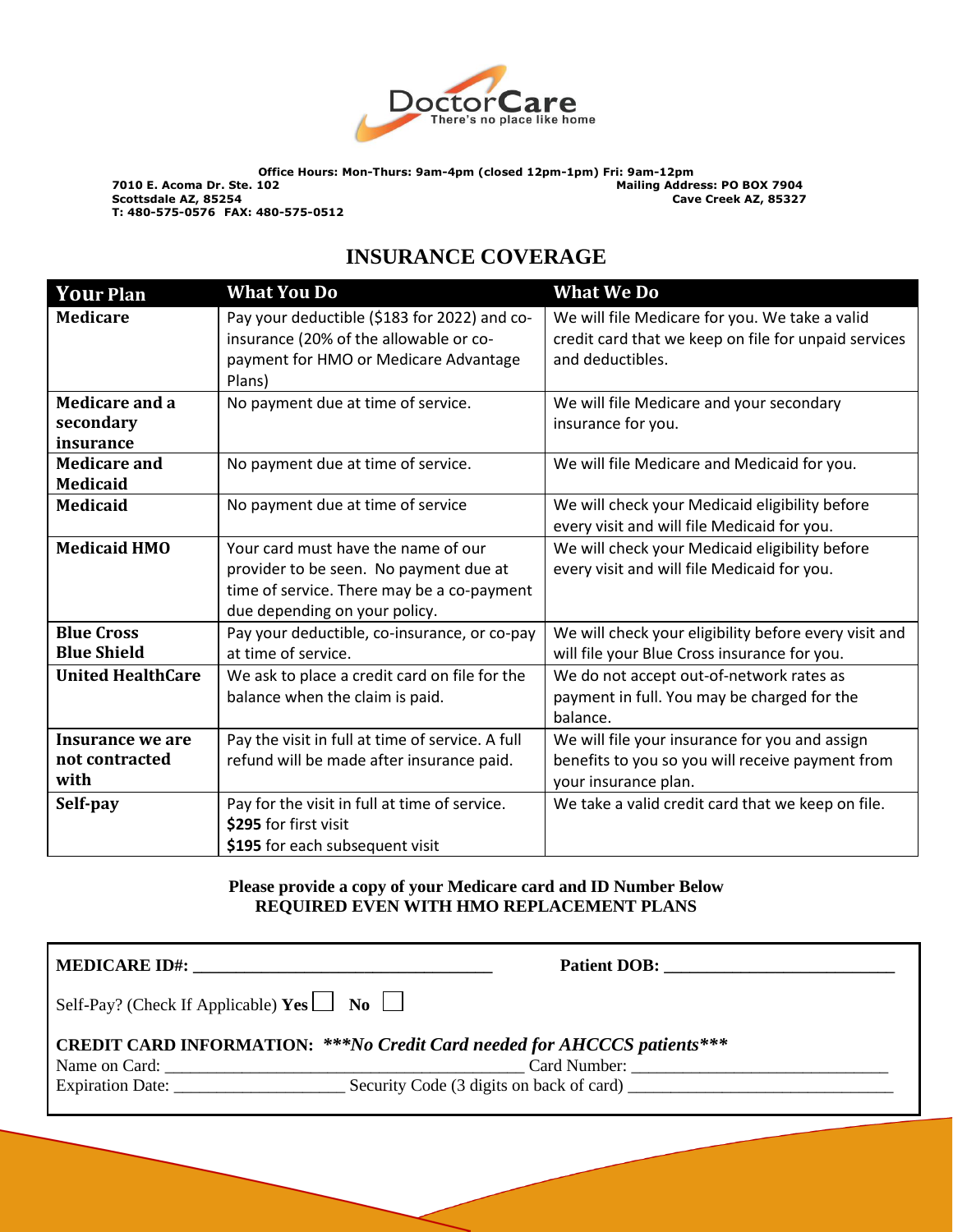DoctorCare
There's no place like home

**Office Hours: Mon-Thurs: 9am-4pm (closed 12pm-1pm) Fri: 9am-12pm**

**7010 E. Acoma Dr. Ste. 102**
**Scottsdale AZ, 85254**
**T: 480-575-0576 FAX: 480-575-0512**

**Mailing Address: PO BOX 7904**
**Cave Creek AZ, 85327**

# INSURANCE COVERAGE

| Your Plan | What You Do | What We Do |
|---|---|---|
| **Medicare** | Pay your deductible ($183 for 2022) and co-insurance (20% of the allowable or co-payment for HMO or Medicare Advantage Plans) | We will file Medicare for you. We take a valid credit card that we keep on file for unpaid services and deductibles. |
| **Medicare and a secondary insurance** | No payment due at time of service. | We will file Medicare and your secondary insurance for you. |
| **Medicare and Medicaid** | No payment due at time of service. | We will file Medicare and Medicaid for you. |
| **Medicaid** | No payment due at time of service | We will check your Medicaid eligibility before every visit and will file Medicaid for you. |
| **Medicaid HMO** | Your card must have the name of our provider to be seen. No payment due at time of service. There may be a co-payment due depending on your policy. | We will check your Medicaid eligibility before every visit and will file Medicaid for you. |
| **Blue Cross Blue Shield** | Pay your deductible, co-insurance, or co-pay at time of service. | We will check your eligibility before every visit and will file your Blue Cross insurance for you. |
| **United HealthCare** | We ask to place a credit card on file for the balance when the claim is paid. | We do not accept out-of-network rates as payment in full. You may be charged for the balance. |
| **Insurance we are not contracted with** | Pay the visit in full at time of service. A full refund will be made after insurance paid. | We will file your insurance for you and assign benefits to you so you will receive payment from your insurance plan. |
| **Self-pay** | Pay for the visit in full at time of service. **$295** for first visit **$195** for each subsequent visit | We take a valid credit card that we keep on file. |

**Please provide a copy of your Medicare card and ID Number Below**
**REQUIRED EVEN WITH HMO REPLACEMENT PLANS**

**MEDICARE ID#:** ___________________________________ **Patient DOB:** ___________________________

Self-Pay? (Check If Applicable) **Yes** ☐ **No** ☐

**CREDIT CARD INFORMATION:** ***\*\*\*No Credit Card needed for AHCCCS patients\*\*\****

Name on Card: ___________________________________________ Card Number: ______________________________

Expiration Date: ____________________ Security Code (3 digits on back of card) ______________________________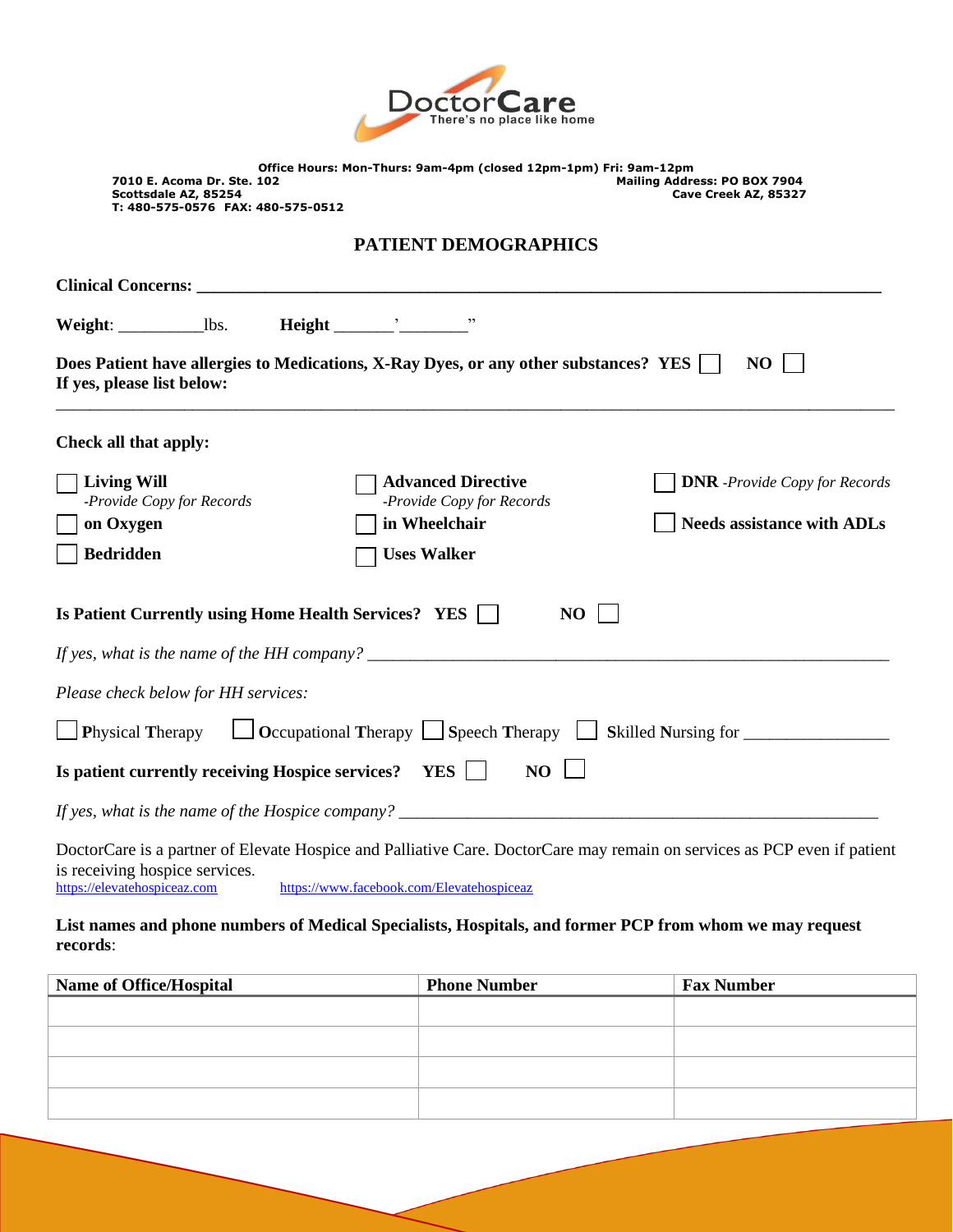DoctorCare
There's no place like home

**Office Hours: Mon-Thurs: 9am-4pm (closed 12pm-1pm) Fri: 9am-12pm**

**7010 E. Acoma Dr. Ste. 102**
**Scottsdale AZ, 85254**
**T: 480-575-0576 FAX: 480-575-0512**

**Mailing Address: PO BOX 7904**
**Cave Creek AZ, 85327**

# PATIENT DEMOGRAPHICS

**Clinical Concerns:** ____________________________________________________________________________

**Weight**: __________lbs. **Height** _______'________"

**Does Patient have allergies to Medications, X-Ray Dyes, or any other substances? YES** ☐ **NO** ☐
**If yes, please list below:**

_____________________________________________________________________________________________

**Check all that apply:**

☐ **Living Will** *-Provide Copy for Records*
☐ **Advanced Directive** *-Provide Copy for Records*
☐ **DNR** *-Provide Copy for Records*
☐ **on Oxygen**
☐ **in Wheelchair**
☐ **Needs assistance with ADLs**
☐ **Bedridden**
☐ **Uses Walker**

**Is Patient Currently using Home Health Services? YES** ☐ **NO** ☐

*If yes, what is the name of the HH company?* ______________________________________________________________

*Please check below for HH services:*

☐ **P**hysical **T**herapy ☐ **O**ccupational **T**herapy ☐ **S**peech **T**herapy ☐ **S**killed **N**ursing for ________________

**Is patient currently receiving Hospice services? YES** ☐ **NO** ☐

*If yes, what is the name of the Hospice company?* _________________________________________________________

DoctorCare is a partner of Elevate Hospice and Palliative Care. DoctorCare may remain on services as PCP even if patient is receiving hospice services.
https://elevatehospiceaz.com https://www.facebook.com/Elevatehospiceaz

**List names and phone numbers of Medical Specialists, Hospitals, and former PCP from whom we may request records**:

| Name of Office/Hospital | Phone Number | Fax Number |
|---|---|---|
| | | |
| | | |
| | | |
| | | |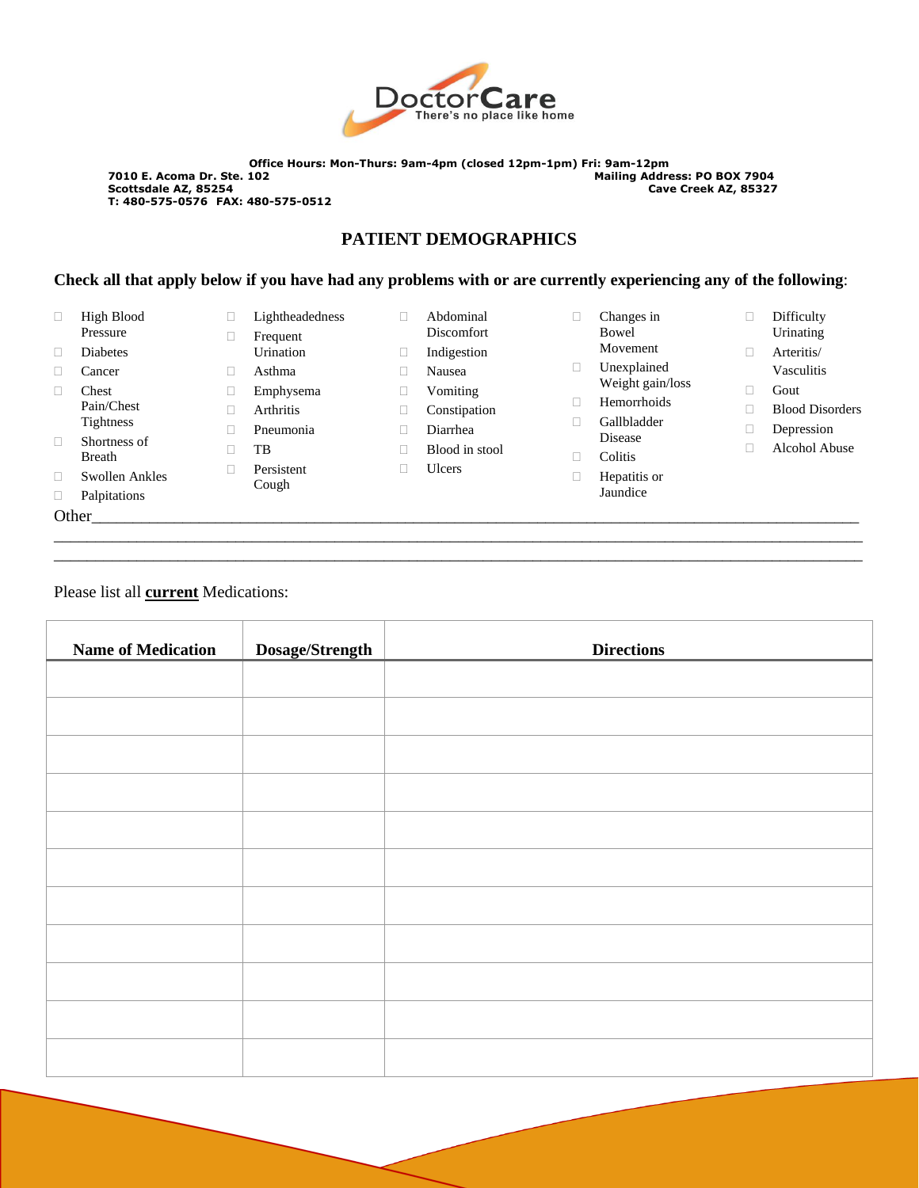DoctorCare
There's no place like home

**Office Hours: Mon-Thurs: 9am-4pm (closed 12pm-1pm) Fri: 9am-12pm**

**7010 E. Acoma Dr. Ste. 102**
**Scottsdale AZ, 85254**
**T: 480-575-0576 FAX: 480-575-0512**

**Mailing Address: PO BOX 7904**
**Cave Creek AZ, 85327**

## PATIENT DEMOGRAPHICS

**Check all that apply below if you have had any problems with or are currently experiencing any of the following**:

- ☐ High Blood Pressure
- ☐ Diabetes
- ☐ Cancer
- ☐ Chest Pain/Chest Tightness
- ☐ Shortness of Breath
- ☐ Swollen Ankles
- ☐ Palpitations
- ☐ Lightheadedness
- ☐ Frequent Urination
- ☐ Asthma
- ☐ Emphysema
- ☐ Arthritis
- ☐ Pneumonia
- ☐ TB
- ☐ Persistent Cough
- ☐ Abdominal Discomfort
- ☐ Indigestion
- ☐ Nausea
- ☐ Vomiting
- ☐ Constipation
- ☐ Diarrhea
- ☐ Blood in stool
- ☐ Ulcers
- ☐ Changes in Bowel Movement
- ☐ Unexplained Weight gain/loss
- ☐ Hemorrhoids
- ☐ Gallbladder Disease
- ☐ Colitis
- ☐ Hepatitis or Jaundice
- ☐ Difficulty Urinating
- ☐ Arteritis/ Vasculitis
- ☐ Gout
- ☐ Blood Disorders
- ☐ Depression
- ☐ Alcohol Abuse

Other_______________________________________________________________________________
_____________________________________________________________________________________
_____________________________________________________________________________________

Please list all **current** Medications:

| Name of Medication | Dosage/Strength | Directions |
|---|---|---|
| | | |
| | | |
| | | |
| | | |
| | | |
| | | |
| | | |
| | | |
| | | |
| | | |
| | | |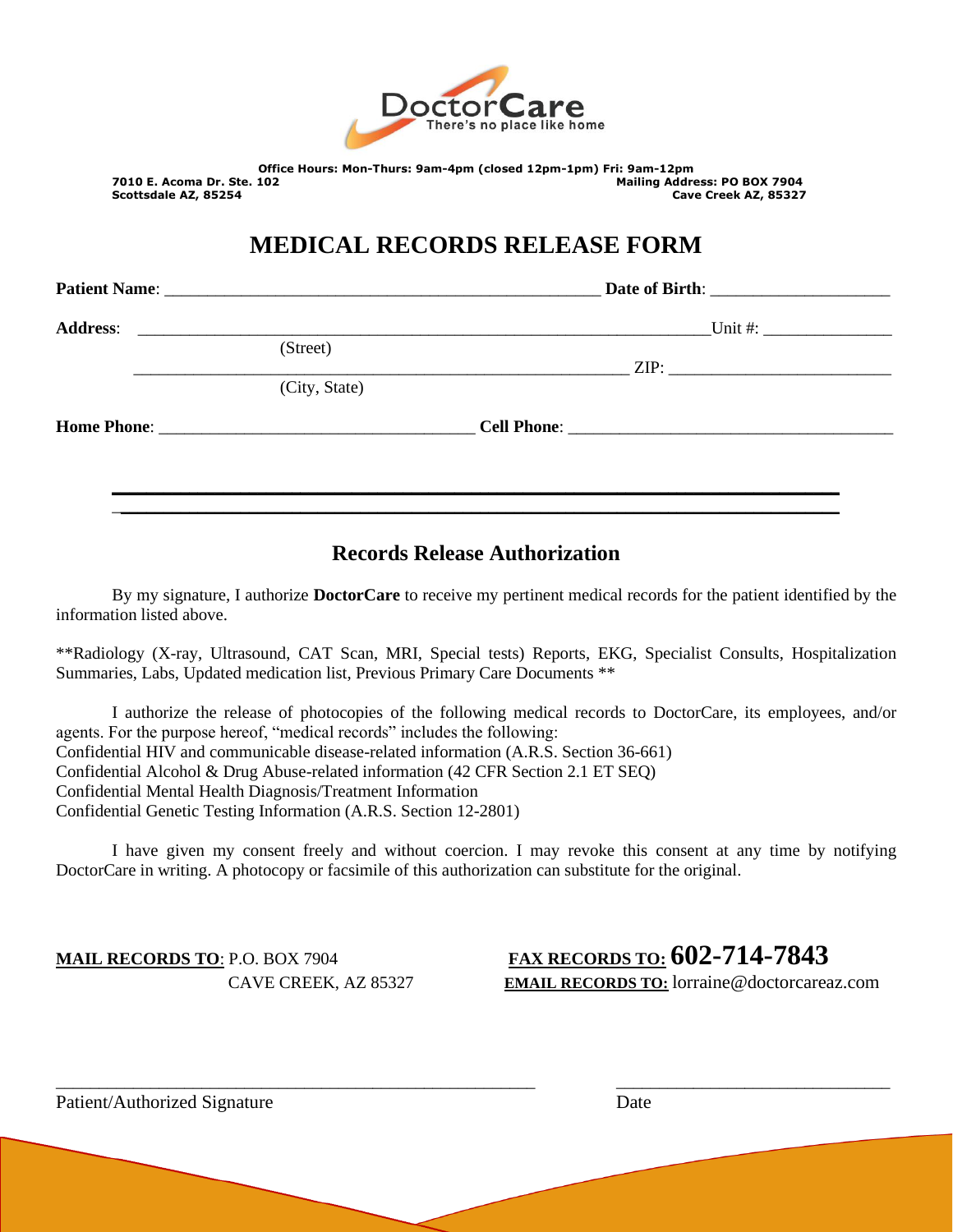DoctorCare
There's no place like home

**Office Hours: Mon-Thurs: 9am-4pm (closed 12pm-1pm) Fri: 9am-12pm**

**7010 E. Acoma Dr. Ste. 102**
**Scottsdale AZ, 85254**

**Mailing Address: PO BOX 7904**
**Cave Creek AZ, 85327**

# MEDICAL RECORDS RELEASE FORM

**Patient Name**: ___________________________________________________ **Date of Birth**: ____________________

**Address**: _________________________________________________________________ Unit #: _______________
(Street)

____________________________________________________________ ZIP: __________________________
(City, State)

**Home Phone**: _____________________________________ **Cell Phone**: ______________________________________

## Records Release Authorization

By my signature, I authorize **DoctorCare** to receive my pertinent medical records for the patient identified by the information listed above.

**Radiology (X-ray, Ultrasound, CAT Scan, MRI, Special tests) Reports, EKG, Specialist Consults, Hospitalization Summaries, Labs, Updated medication list, Previous Primary Care Documents **

I authorize the release of photocopies of the following medical records to DoctorCare, its employees, and/or agents. For the purpose hereof, "medical records" includes the following:
Confidential HIV and communicable disease-related information (A.R.S. Section 36-661)
Confidential Alcohol & Drug Abuse-related information (42 CFR Section 2.1 ET SEQ)
Confidential Mental Health Diagnosis/Treatment Information
Confidential Genetic Testing Information (A.R.S. Section 12-2801)

I have given my consent freely and without coercion. I may revoke this consent at any time by notifying DoctorCare in writing. A photocopy or facsimile of this authorization can substitute for the original.

**MAIL RECORDS TO**: P.O. BOX 7904
CAVE CREEK, AZ 85327

**FAX RECORDS TO: 602-714-7843**
**EMAIL RECORDS TO:** lorraine@doctorcareaz.com

_____________________________________________________ ______________________________
Patient/Authorized Signature Date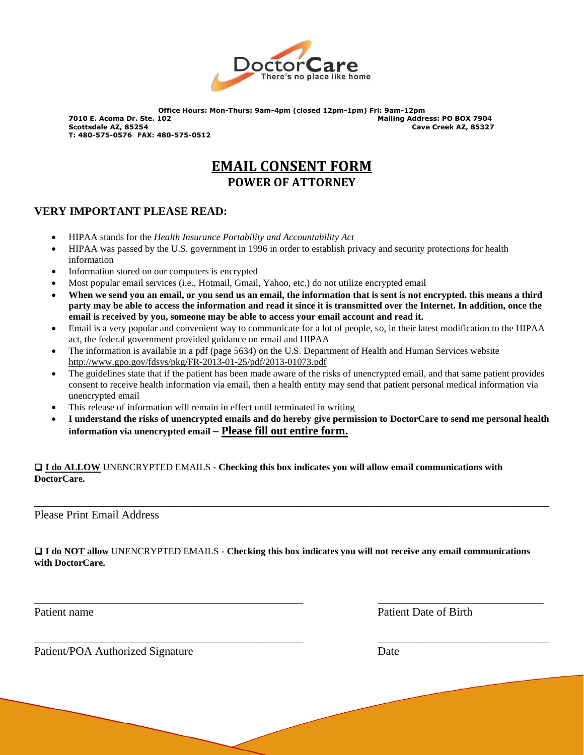DoctorCare
There's no place like home

**Office Hours: Mon-Thurs: 9am-4pm (closed 12pm-1pm) Fri: 9am-12pm**

**7010 E. Acoma Dr. Ste. 102**
**Scottsdale AZ, 85254**
**T: 480-575-0576 FAX: 480-575-0512**

**Mailing Address: PO BOX 7904**
**Cave Creek AZ, 85327**

# EMAIL CONSENT FORM

## POWER OF ATTORNEY

### VERY IMPORTANT PLEASE READ:

- HIPAA stands for the *Health Insurance Portability and Accountability Act*
- HIPAA was passed by the U.S. government in 1996 in order to establish privacy and security protections for health information
- Information stored on our computers is encrypted
- Most popular email services (i.e., Hotmail, Gmail, Yahoo, etc.) do not utilize encrypted email
- **When we send you an email, or you send us an email, the information that is sent is not encrypted. this means a third party may be able to access the information and read it since it is transmitted over the Internet. In addition, once the email is received by you, someone may be able to access your email account and read it.**
- Email is a very popular and convenient way to communicate for a lot of people, so, in their latest modification to the HIPAA act, the federal government provided guidance on email and HIPAA
- The information is available in a pdf (page 5634) on the U.S. Department of Health and Human Services website http://www.gpo.gov/fdsys/pkg/FR-2013-01-25/pdf/2013-01073.pdf
- The guidelines state that if the patient has been made aware of the risks of unencrypted email, and that same patient provides consent to receive health information via email, then a health entity may send that patient personal medical information via unencrypted email
- This release of information will remain in effect until terminated in writing
- **I understand the risks of unencrypted emails and do hereby give permission to DoctorCare to send me personal health information via unencrypted email – Please fill out entire form.**

☐ **I do ALLOW** UNENCRYPTED EMAILS - **Checking this box indicates you will allow email communications with DoctorCare.**

_______________________________________________

Please Print Email Address

☐ **I do NOT allow** UNENCRYPTED EMAILS - **Checking this box indicates you will not receive any email communications with DoctorCare.**

_______________________________ _______________________

Patient name Patient Date of Birth

_______________________________ _______________________

Patient/POA Authorized Signature Date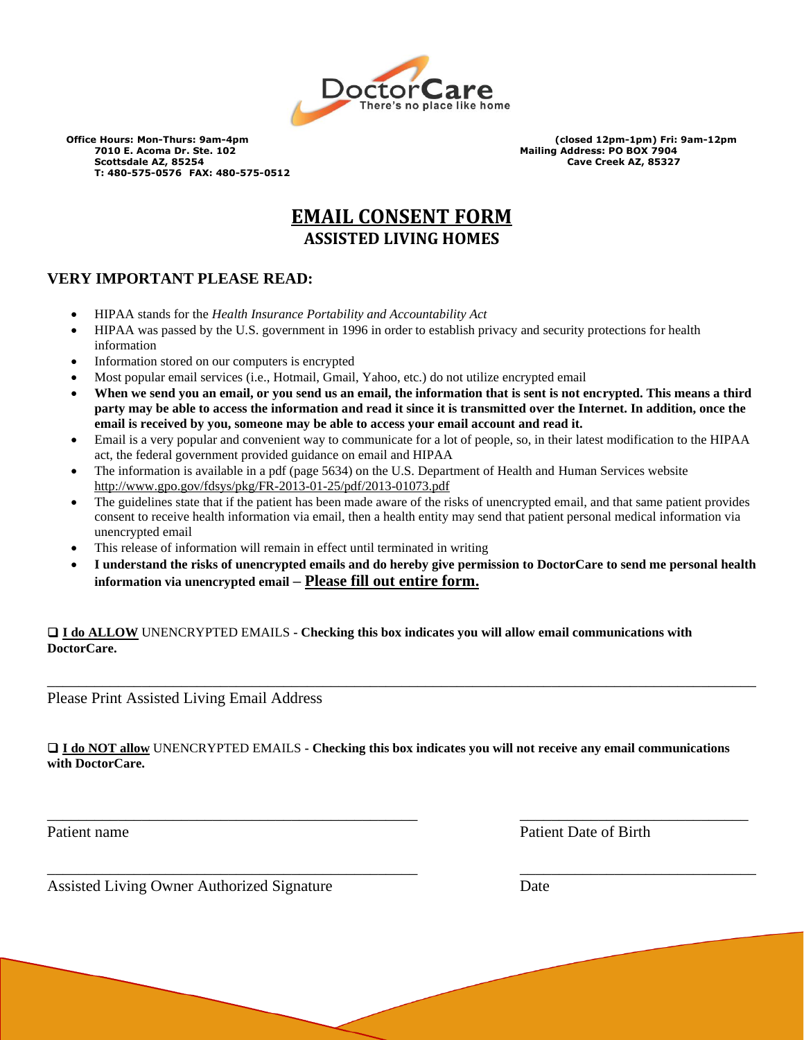DoctorCare
There's no place like home

**Office Hours: Mon-Thurs: 9am-4pm (closed 12pm-1pm) Fri: 9am-12pm**
**7010 E. Acoma Dr. Ste. 102**
**Scottsdale AZ, 85254**
**T: 480-575-0576 FAX: 480-575-0512**

**Mailing Address: PO BOX 7904**
**Cave Creek AZ, 85327**

# EMAIL CONSENT FORM

## ASSISTED LIVING HOMES

### VERY IMPORTANT PLEASE READ:

- HIPAA stands for the *Health Insurance Portability and Accountability Act*
- HIPAA was passed by the U.S. government in 1996 in order to establish privacy and security protections for health information
- Information stored on our computers is encrypted
- Most popular email services (i.e., Hotmail, Gmail, Yahoo, etc.) do not utilize encrypted email
- **When we send you an email, or you send us an email, the information that is sent is not encrypted. This means a third party may be able to access the information and read it since it is transmitted over the Internet. In addition, once the email is received by you, someone may be able to access your email account and read it.**
- Email is a very popular and convenient way to communicate for a lot of people, so, in their latest modification to the HIPAA act, the federal government provided guidance on email and HIPAA
- The information is available in a pdf (page 5634) on the U.S. Department of Health and Human Services website http://www.gpo.gov/fdsys/pkg/FR-2013-01-25/pdf/2013-01073.pdf
- The guidelines state that if the patient has been made aware of the risks of unencrypted email, and that same patient provides consent to receive health information via email, then a health entity may send that patient personal medical information via unencrypted email
- This release of information will remain in effect until terminated in writing
- **I understand the risks of unencrypted emails and do hereby give permission to DoctorCare to send me personal health information via unencrypted email – Please fill out entire form.**

❑ **I do ALLOW** UNENCRYPTED EMAILS - **Checking this box indicates you will allow email communications with DoctorCare.**

______________________________________________________________________________

Please Print Assisted Living Email Address

❑ **I do NOT allow** UNENCRYPTED EMAILS - **Checking this box indicates you will not receive any email communications with DoctorCare.**

______________________________________ ______________________

Patient name Patient Date of Birth

______________________________________ ______________________

Assisted Living Owner Authorized Signature Date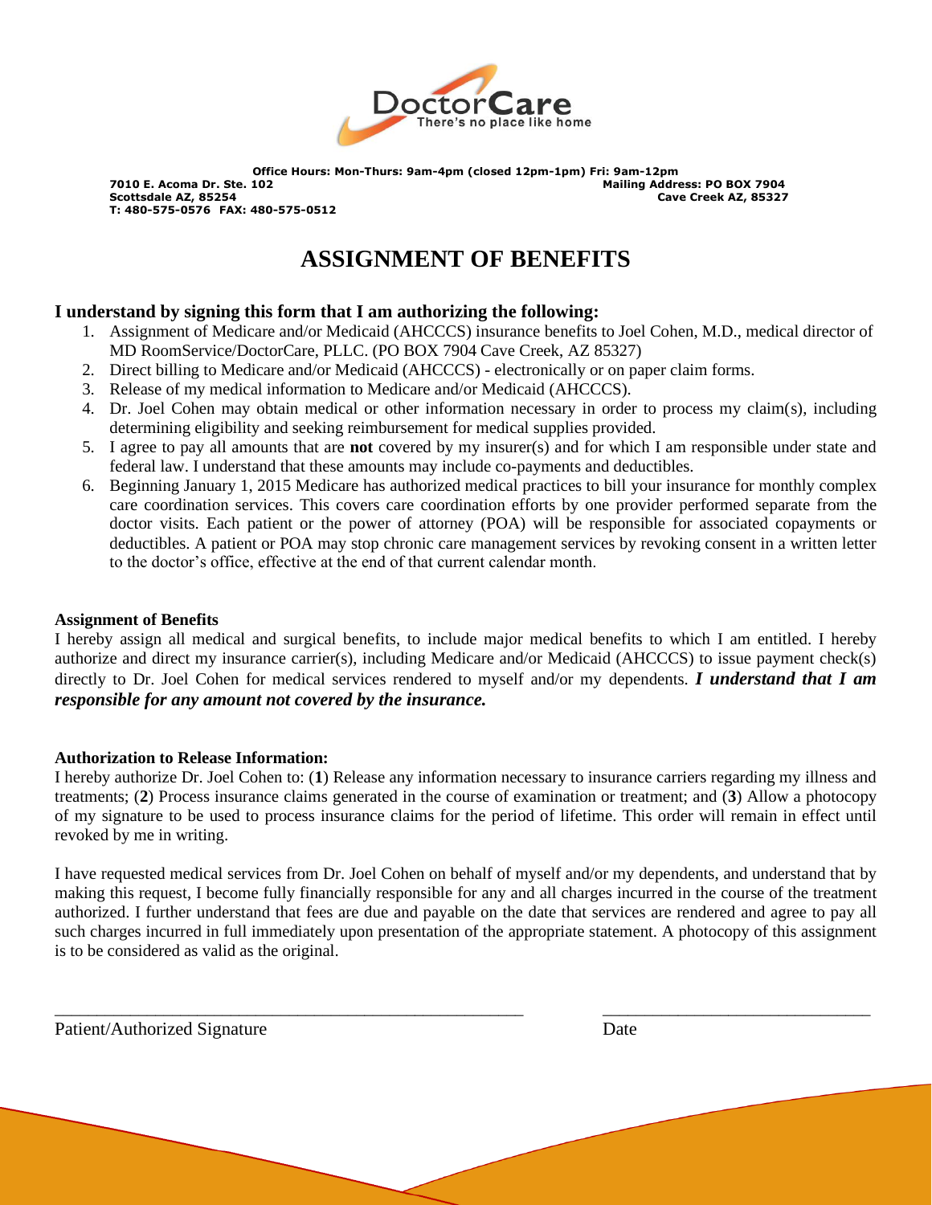DoctorCare
There's no place like home

**Office Hours: Mon-Thurs: 9am-4pm (closed 12pm-1pm) Fri: 9am-12pm**

**7010 E. Acoma Dr. Ste. 102**
**Scottsdale AZ, 85254**
**T: 480-575-0576 FAX: 480-575-0512**

**Mailing Address: PO BOX 7904**
**Cave Creek AZ, 85327**

# ASSIGNMENT OF BENEFITS

## I understand by signing this form that I am authorizing the following:

1. Assignment of Medicare and/or Medicaid (AHCCCS) insurance benefits to Joel Cohen, M.D., medical director of MD RoomService/DoctorCare, PLLC. (PO BOX 7904 Cave Creek, AZ 85327)
2. Direct billing to Medicare and/or Medicaid (AHCCCS) - electronically or on paper claim forms.
3. Release of my medical information to Medicare and/or Medicaid (AHCCCS).
4. Dr. Joel Cohen may obtain medical or other information necessary in order to process my claim(s), including determining eligibility and seeking reimbursement for medical supplies provided.
5. I agree to pay all amounts that are **not** covered by my insurer(s) and for which I am responsible under state and federal law. I understand that these amounts may include co-payments and deductibles.
6. Beginning January 1, 2015 Medicare has authorized medical practices to bill your insurance for monthly complex care coordination services. This covers care coordination efforts by one provider performed separate from the doctor visits. Each patient or the power of attorney (POA) will be responsible for associated copayments or deductibles. A patient or POA may stop chronic care management services by revoking consent in a written letter to the doctor's office, effective at the end of that current calendar month.

**Assignment of Benefits**

I hereby assign all medical and surgical benefits, to include major medical benefits to which I am entitled. I hereby authorize and direct my insurance carrier(s), including Medicare and/or Medicaid (AHCCCS) to issue payment check(s) directly to Dr. Joel Cohen for medical services rendered to myself and/or my dependents. ***I understand that I am responsible for any amount not covered by the insurance.***

**Authorization to Release Information:**

I hereby authorize Dr. Joel Cohen to: (**1**) Release any information necessary to insurance carriers regarding my illness and treatments; (**2**) Process insurance claims generated in the course of examination or treatment; and (**3**) Allow a photocopy of my signature to be used to process insurance claims for the period of lifetime. This order will remain in effect until revoked by me in writing.

I have requested medical services from Dr. Joel Cohen on behalf of myself and/or my dependents, and understand that by making this request, I become fully financially responsible for any and all charges incurred in the course of the treatment authorized. I further understand that fees are due and payable on the date that services are rendered and agree to pay all such charges incurred in full immediately upon presentation of the appropriate statement. A photocopy of this assignment is to be considered as valid as the original.

\_\_\_\_\_\_\_\_\_\_\_\_\_\_\_\_\_\_\_\_\_\_\_\_\_\_\_\_\_\_\_\_\_\_\_\_\_\_\_\_\_\_\_\_\_\_\_\_\_\_\_\_ \_\_\_\_\_\_\_\_\_\_\_\_\_\_\_\_\_\_\_\_\_\_\_\_\_\_\_\_\_\_

Patient/Authorized Signature Date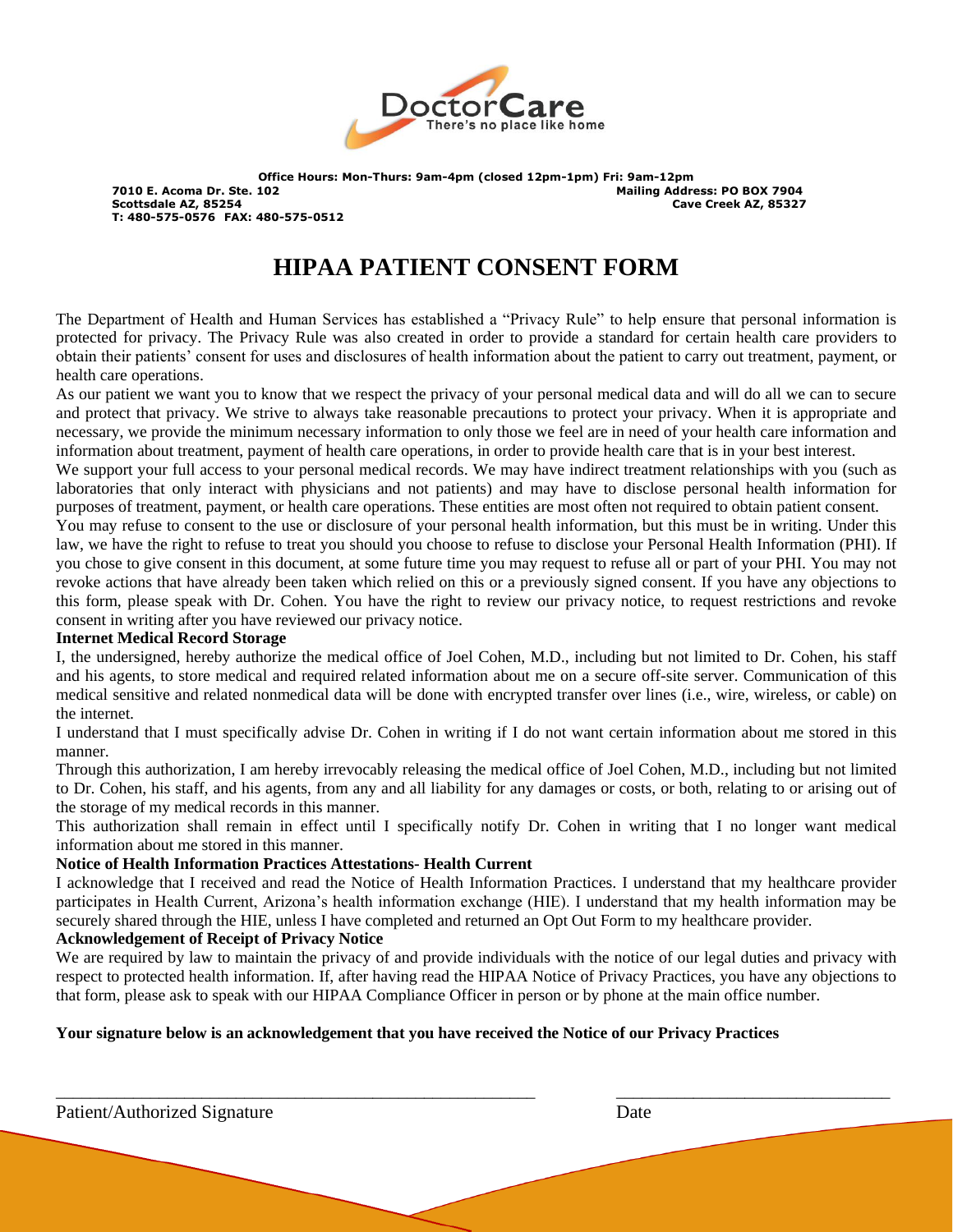DoctorCare

There's no place like home

**Office Hours: Mon-Thurs: 9am-4pm (closed 12pm-1pm) Fri: 9am-12pm**

**7010 E. Acoma Dr. Ste. 102**
**Scottsdale AZ, 85254**
**T: 480-575-0576 FAX: 480-575-0512**

**Mailing Address: PO BOX 7904**
**Cave Creek AZ, 85327**

# HIPAA PATIENT CONSENT FORM

The Department of Health and Human Services has established a "Privacy Rule" to help ensure that personal information is protected for privacy. The Privacy Rule was also created in order to provide a standard for certain health care providers to obtain their patients' consent for uses and disclosures of health information about the patient to carry out treatment, payment, or health care operations.

As our patient we want you to know that we respect the privacy of your personal medical data and will do all we can to secure and protect that privacy. We strive to always take reasonable precautions to protect your privacy. When it is appropriate and necessary, we provide the minimum necessary information to only those we feel are in need of your health care information and information about treatment, payment of health care operations, in order to provide health care that is in your best interest.

We support your full access to your personal medical records. We may have indirect treatment relationships with you (such as laboratories that only interact with physicians and not patients) and may have to disclose personal health information for purposes of treatment, payment, or health care operations. These entities are most often not required to obtain patient consent.

You may refuse to consent to the use or disclosure of your personal health information, but this must be in writing. Under this law, we have the right to refuse to treat you should you choose to refuse to disclose your Personal Health Information (PHI). If you chose to give consent in this document, at some future time you may request to refuse all or part of your PHI. You may not revoke actions that have already been taken which relied on this or a previously signed consent. If you have any objections to this form, please speak with Dr. Cohen. You have the right to review our privacy notice, to request restrictions and revoke consent in writing after you have reviewed our privacy notice.

**Internet Medical Record Storage**

I, the undersigned, hereby authorize the medical office of Joel Cohen, M.D., including but not limited to Dr. Cohen, his staff and his agents, to store medical and required related information about me on a secure off-site server. Communication of this medical sensitive and related nonmedical data will be done with encrypted transfer over lines (i.e., wire, wireless, or cable) on the internet.

I understand that I must specifically advise Dr. Cohen in writing if I do not want certain information about me stored in this manner.

Through this authorization, I am hereby irrevocably releasing the medical office of Joel Cohen, M.D., including but not limited to Dr. Cohen, his staff, and his agents, from any and all liability for any damages or costs, or both, relating to or arising out of the storage of my medical records in this manner.

This authorization shall remain in effect until I specifically notify Dr. Cohen in writing that I no longer want medical information about me stored in this manner.

**Notice of Health Information Practices Attestations- Health Current**

I acknowledge that I received and read the Notice of Health Information Practices. I understand that my healthcare provider participates in Health Current, Arizona's health information exchange (HIE). I understand that my health information may be securely shared through the HIE, unless I have completed and returned an Opt Out Form to my healthcare provider.

**Acknowledgement of Receipt of Privacy Notice**

We are required by law to maintain the privacy of and provide individuals with the notice of our legal duties and privacy with respect to protected health information. If, after having read the HIPAA Notice of Privacy Practices, you have any objections to that form, please ask to speak with our HIPAA Compliance Officer in person or by phone at the main office number.

**Your signature below is an acknowledgement that you have received the Notice of our Privacy Practices**

_______________________________________________________ ______________________________

Patient/Authorized Signature Date